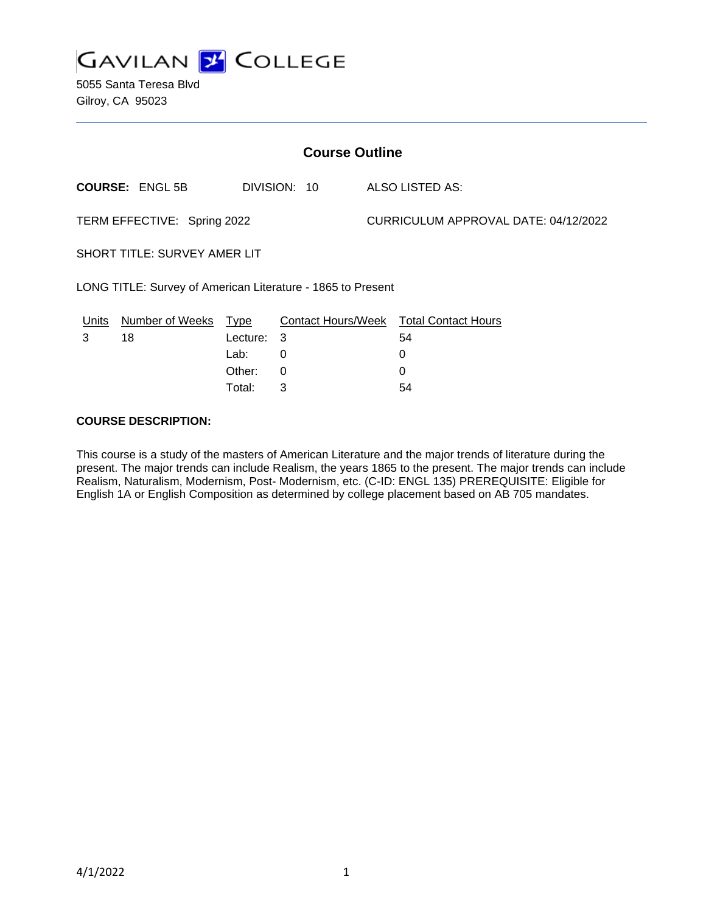# GAVILAN COLLEGE

5055 Santa Teresa Blvd
Gilroy, CA 95023

---

## Course Outline

**COURSE:** ENGL 5B DIVISION: 10 ALSO LISTED AS:

TERM EFFECTIVE: Spring 2022 CURRICULUM APPROVAL DATE: 04/12/2022

SHORT TITLE: SURVEY AMER LIT

LONG TITLE: Survey of American Literature - 1865 to Present

| Units | Number of Weeks | Type | Contact Hours/Week | Total Contact Hours |
|---|---|---|---|---|
| 3 | 18 | Lecture: | 3 | 54 |
| | | Lab: | 0 | 0 |
| | | Other: | 0 | 0 |
| | | Total: | 3 | 54 |

**COURSE DESCRIPTION:**

This course is a study of the masters of American Literature and the major trends of literature during the present. The major trends can include Realism, the years 1865 to the present. The major trends can include Realism, Naturalism, Modernism, Post- Modernism, etc. (C-ID: ENGL 135) PREREQUISITE: Eligible for English 1A or English Composition as determined by college placement based on AB 705 mandates.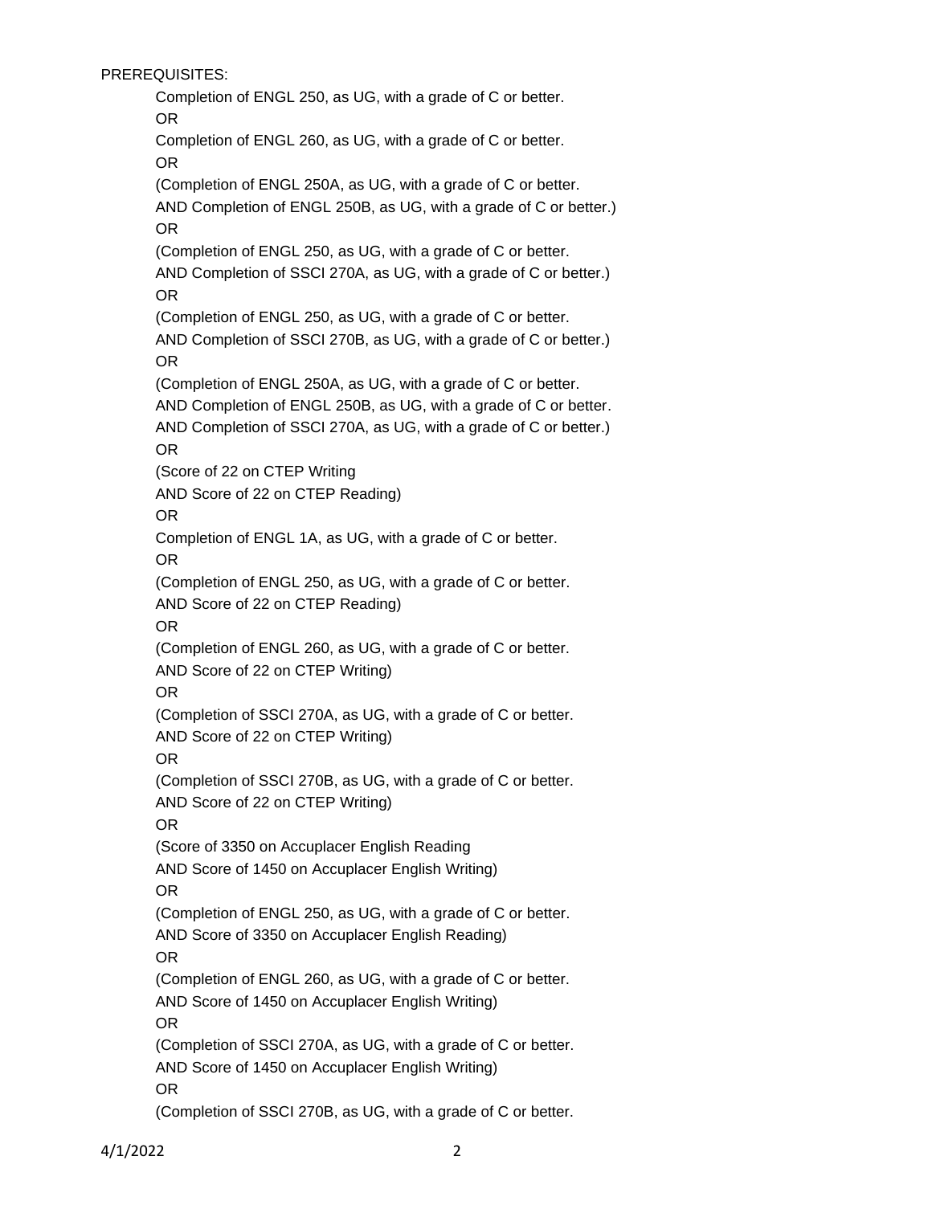PREREQUISITES:

Completion of ENGL 250, as UG, with a grade of C or better.
OR
Completion of ENGL 260, as UG, with a grade of C or better.
OR
(Completion of ENGL 250A, as UG, with a grade of C or better.
AND Completion of ENGL 250B, as UG, with a grade of C or better.)
OR
(Completion of ENGL 250, as UG, with a grade of C or better.
AND Completion of SSCI 270A, as UG, with a grade of C or better.)
OR
(Completion of ENGL 250, as UG, with a grade of C or better.
AND Completion of SSCI 270B, as UG, with a grade of C or better.)
OR
(Completion of ENGL 250A, as UG, with a grade of C or better.
AND Completion of ENGL 250B, as UG, with a grade of C or better.
AND Completion of SSCI 270A, as UG, with a grade of C or better.)
OR
(Score of 22 on CTEP Writing
AND Score of 22 on CTEP Reading)
OR
Completion of ENGL 1A, as UG, with a grade of C or better.
OR
(Completion of ENGL 250, as UG, with a grade of C or better.
AND Score of 22 on CTEP Reading)
OR
(Completion of ENGL 260, as UG, with a grade of C or better.
AND Score of 22 on CTEP Writing)
OR
(Completion of SSCI 270A, as UG, with a grade of C or better.
AND Score of 22 on CTEP Writing)
OR
(Completion of SSCI 270B, as UG, with a grade of C or better.
AND Score of 22 on CTEP Writing)
OR
(Score of 3350 on Accuplacer English Reading
AND Score of 1450 on Accuplacer English Writing)
OR
(Completion of ENGL 250, as UG, with a grade of C or better.
AND Score of 3350 on Accuplacer English Reading)
OR
(Completion of ENGL 260, as UG, with a grade of C or better.
AND Score of 1450 on Accuplacer English Writing)
OR
(Completion of SSCI 270A, as UG, with a grade of C or better.
AND Score of 1450 on Accuplacer English Writing)
OR
(Completion of SSCI 270B, as UG, with a grade of C or better.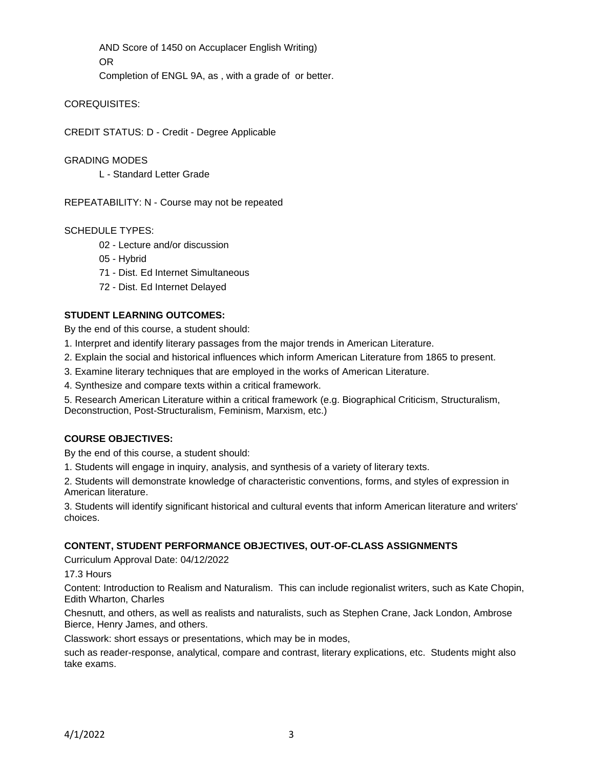AND Score of 1450 on Accuplacer English Writing)

OR

Completion of ENGL 9A, as , with a grade of or better.

COREQUISITES:

CREDIT STATUS: D - Credit - Degree Applicable

GRADING MODES

L - Standard Letter Grade

REPEATABILITY: N - Course may not be repeated

SCHEDULE TYPES:

02 - Lecture and/or discussion

05 - Hybrid

71 - Dist. Ed Internet Simultaneous

72 - Dist. Ed Internet Delayed

**STUDENT LEARNING OUTCOMES:**

By the end of this course, a student should:

1. Interpret and identify literary passages from the major trends in American Literature.
2. Explain the social and historical influences which inform American Literature from 1865 to present.
3. Examine literary techniques that are employed in the works of American Literature.
4. Synthesize and compare texts within a critical framework.
5. Research American Literature within a critical framework (e.g. Biographical Criticism, Structuralism, Deconstruction, Post-Structuralism, Feminism, Marxism, etc.)

**COURSE OBJECTIVES:**

By the end of this course, a student should:

1. Students will engage in inquiry, analysis, and synthesis of a variety of literary texts.
2. Students will demonstrate knowledge of characteristic conventions, forms, and styles of expression in American literature.
3. Students will identify significant historical and cultural events that inform American literature and writers' choices.

**CONTENT, STUDENT PERFORMANCE OBJECTIVES, OUT-OF-CLASS ASSIGNMENTS**

Curriculum Approval Date: 04/12/2022

17.3 Hours

Content: Introduction to Realism and Naturalism. This can include regionalist writers, such as Kate Chopin, Edith Wharton, Charles

Chesnutt, and others, as well as realists and naturalists, such as Stephen Crane, Jack London, Ambrose Bierce, Henry James, and others.

Classwork: short essays or presentations, which may be in modes,

such as reader-response, analytical, compare and contrast, literary explications, etc. Students might also take exams.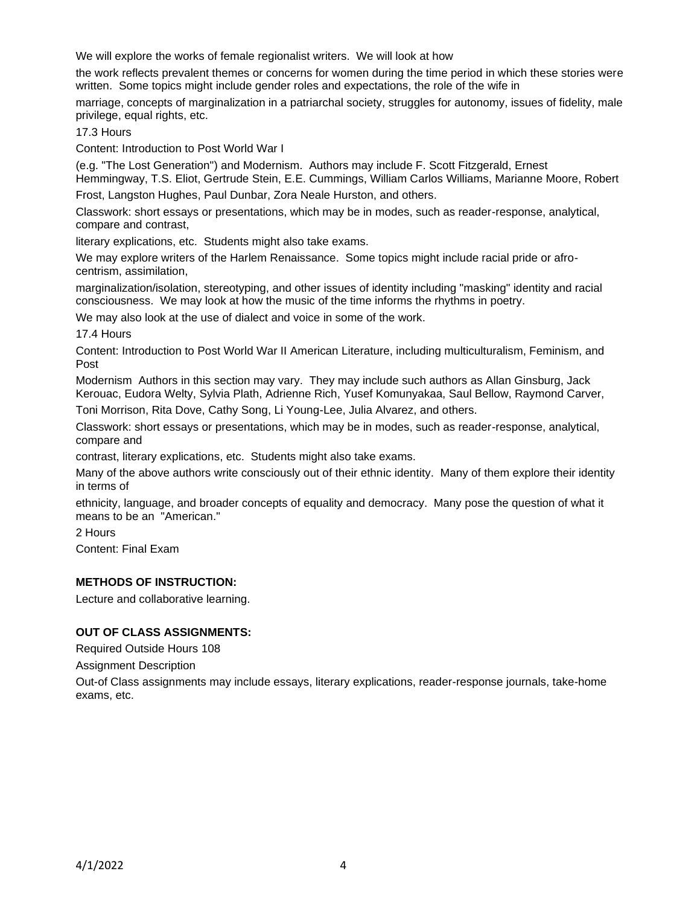We will explore the works of female regionalist writers. We will look at how the work reflects prevalent themes or concerns for women during the time period in which these stories were written. Some topics might include gender roles and expectations, the role of the wife in marriage, concepts of marginalization in a patriarchal society, struggles for autonomy, issues of fidelity, male privilege, equal rights, etc.

17.3 Hours

Content: Introduction to Post World War I (e.g. "The Lost Generation") and Modernism. Authors may include F. Scott Fitzgerald, Ernest Hemmingway, T.S. Eliot, Gertrude Stein, E.E. Cummings, William Carlos Williams, Marianne Moore, Robert Frost, Langston Hughes, Paul Dunbar, Zora Neale Hurston, and others.

Classwork: short essays or presentations, which may be in modes, such as reader-response, analytical, compare and contrast, literary explications, etc. Students might also take exams.

We may explore writers of the Harlem Renaissance. Some topics might include racial pride or afro-centrism, assimilation, marginalization/isolation, stereotyping, and other issues of identity including "masking" identity and racial consciousness. We may look at how the music of the time informs the rhythms in poetry.

We may also look at the use of dialect and voice in some of the work.

17.4 Hours

Content: Introduction to Post World War II American Literature, including multiculturalism, Feminism, and Post Modernism Authors in this section may vary. They may include such authors as Allan Ginsburg, Jack Kerouac, Eudora Welty, Sylvia Plath, Adrienne Rich, Yusef Komunyakaa, Saul Bellow, Raymond Carver, Toni Morrison, Rita Dove, Cathy Song, Li Young-Lee, Julia Alvarez, and others.

Classwork: short essays or presentations, which may be in modes, such as reader-response, analytical, compare and contrast, literary explications, etc. Students might also take exams.

Many of the above authors write consciously out of their ethnic identity. Many of them explore their identity in terms of ethnicity, language, and broader concepts of equality and democracy. Many pose the question of what it means to be an "American."

2 Hours

Content: Final Exam

**METHODS OF INSTRUCTION:**

Lecture and collaborative learning.

**OUT OF CLASS ASSIGNMENTS:**

Required Outside Hours 108

Assignment Description

Out-of Class assignments may include essays, literary explications, reader-response journals, take-home exams, etc.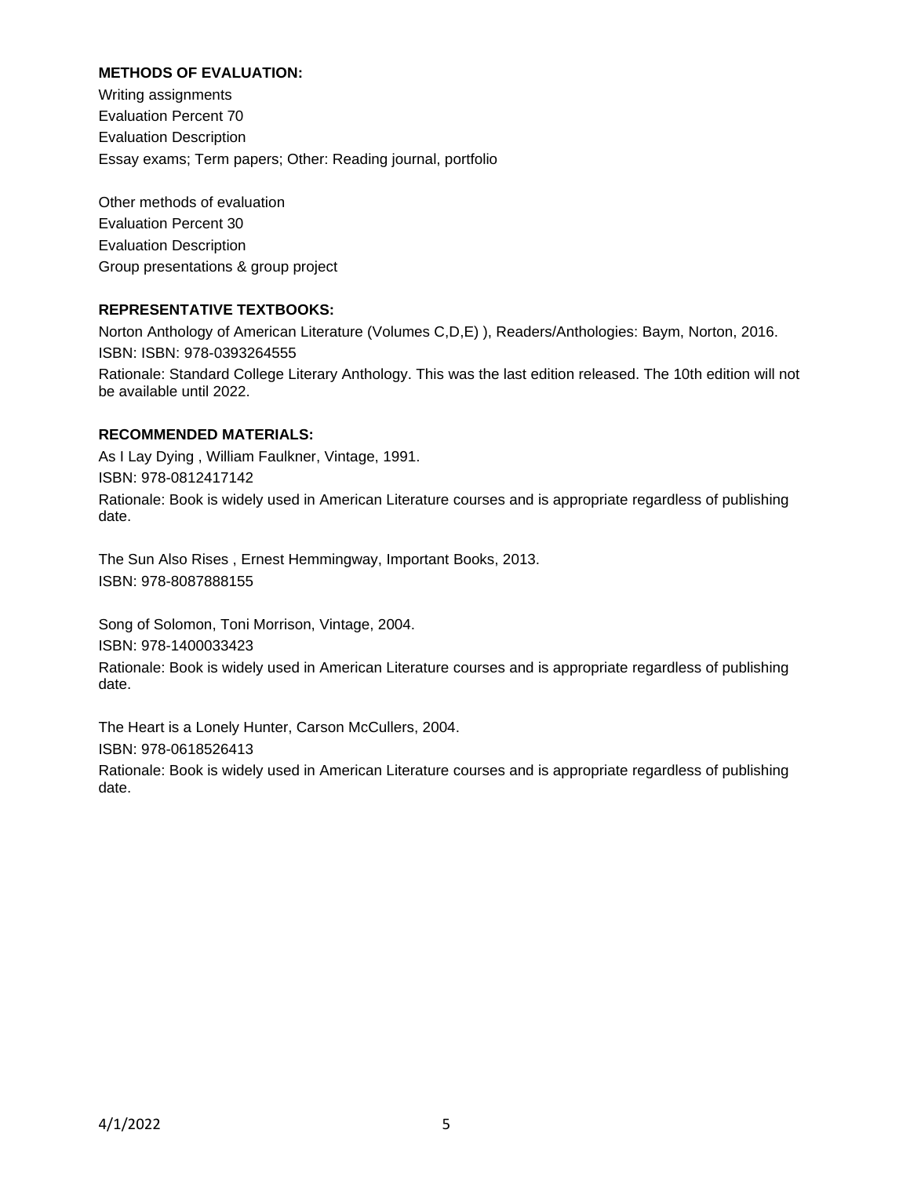**METHODS OF EVALUATION:**

Writing assignments
Evaluation Percent 70
Evaluation Description
Essay exams; Term papers; Other: Reading journal, portfolio

Other methods of evaluation
Evaluation Percent 30
Evaluation Description
Group presentations & group project

**REPRESENTATIVE TEXTBOOKS:**

Norton Anthology of American Literature (Volumes C,D,E) ), Readers/Anthologies: Baym, Norton, 2016.
ISBN: ISBN: 978-0393264555
Rationale: Standard College Literary Anthology. This was the last edition released. The 10th edition will not be available until 2022.

**RECOMMENDED MATERIALS:**

As I Lay Dying , William Faulkner, Vintage, 1991.
ISBN: 978-0812417142
Rationale: Book is widely used in American Literature courses and is appropriate regardless of publishing date.

The Sun Also Rises , Ernest Hemmingway, Important Books, 2013.
ISBN: 978-8087888155

Song of Solomon, Toni Morrison, Vintage, 2004.
ISBN: 978-1400033423
Rationale: Book is widely used in American Literature courses and is appropriate regardless of publishing date.

The Heart is a Lonely Hunter, Carson McCullers, 2004.
ISBN: 978-0618526413
Rationale: Book is widely used in American Literature courses and is appropriate regardless of publishing date.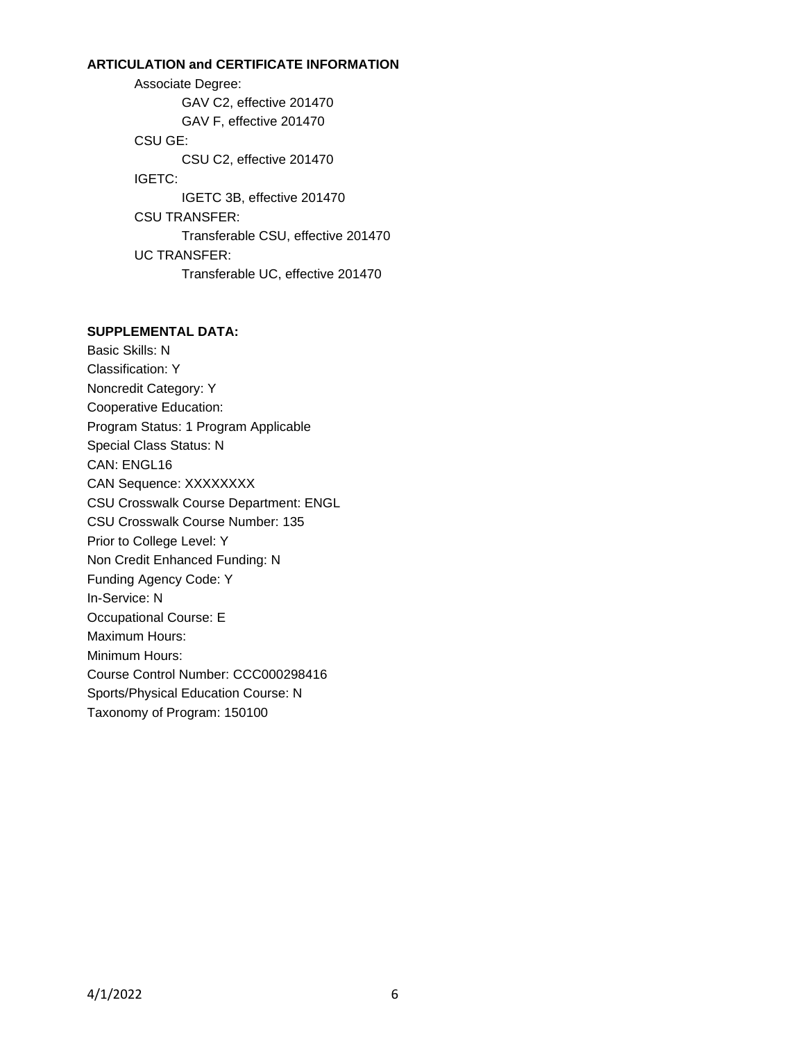**ARTICULATION and CERTIFICATE INFORMATION**

Associate Degree:
- GAV C2, effective 201470
- GAV F, effective 201470

CSU GE:
- CSU C2, effective 201470

IGETC:
- IGETC 3B, effective 201470

CSU TRANSFER:
- Transferable CSU, effective 201470

UC TRANSFER:
- Transferable UC, effective 201470

**SUPPLEMENTAL DATA:**

Basic Skills: N
Classification: Y
Noncredit Category: Y
Cooperative Education:
Program Status: 1 Program Applicable
Special Class Status: N
CAN: ENGL16
CAN Sequence: XXXXXXXX
CSU Crosswalk Course Department: ENGL
CSU Crosswalk Course Number: 135
Prior to College Level: Y
Non Credit Enhanced Funding: N
Funding Agency Code: Y
In-Service: N
Occupational Course: E
Maximum Hours:
Minimum Hours:
Course Control Number: CCC000298416
Sports/Physical Education Course: N
Taxonomy of Program: 150100